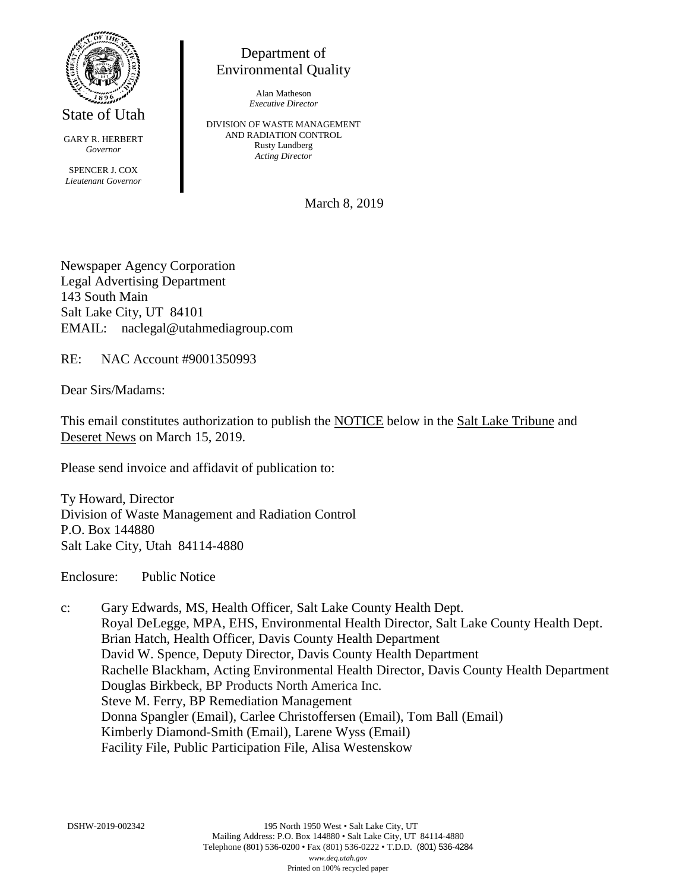State of Utah

GARY R. HERBERT
*Governor*

SPENCER J. COX
*Lieutenant Governor*

Department of
Environmental Quality

Alan Matheson
*Executive Director*

DIVISION OF WASTE MANAGEMENT
AND RADIATION CONTROL
Rusty Lundberg
*Acting Director*

March 8, 2019

Newspaper Agency Corporation
Legal Advertising Department
143 South Main
Salt Lake City, UT 84101
EMAIL: naclegal@utahmediagroup.com

RE: NAC Account #9001350993

Dear Sirs/Madams:

This email constitutes authorization to publish the NOTICE below in the Salt Lake Tribune and Deseret News on March 15, 2019.

Please send invoice and affidavit of publication to:

Ty Howard, Director
Division of Waste Management and Radiation Control
P.O. Box 144880
Salt Lake City, Utah 84114-4880

Enclosure: Public Notice

c: Gary Edwards, MS, Health Officer, Salt Lake County Health Dept.
Royal DeLegge, MPA, EHS, Environmental Health Director, Salt Lake County Health Dept.
Brian Hatch, Health Officer, Davis County Health Department
David W. Spence, Deputy Director, Davis County Health Department
Rachelle Blackham, Acting Environmental Health Director, Davis County Health Department
Douglas Birkbeck, BP Products North America Inc.
Steve M. Ferry, BP Remediation Management
Donna Spangler (Email), Carlee Christoffersen (Email), Tom Ball (Email)
Kimberly Diamond-Smith (Email), Larene Wyss (Email)
Facility File, Public Participation File, Alisa Westenskow

DSHW-2019-002342

195 North 1950 West • Salt Lake City, UT
Mailing Address: P.O. Box 144880 • Salt Lake City, UT 84114-4880
Telephone (801) 536-0200 • Fax (801) 536-0222 • T.D.D. (801) 536-4284
*www.deq.utah.gov*
Printed on 100% recycled paper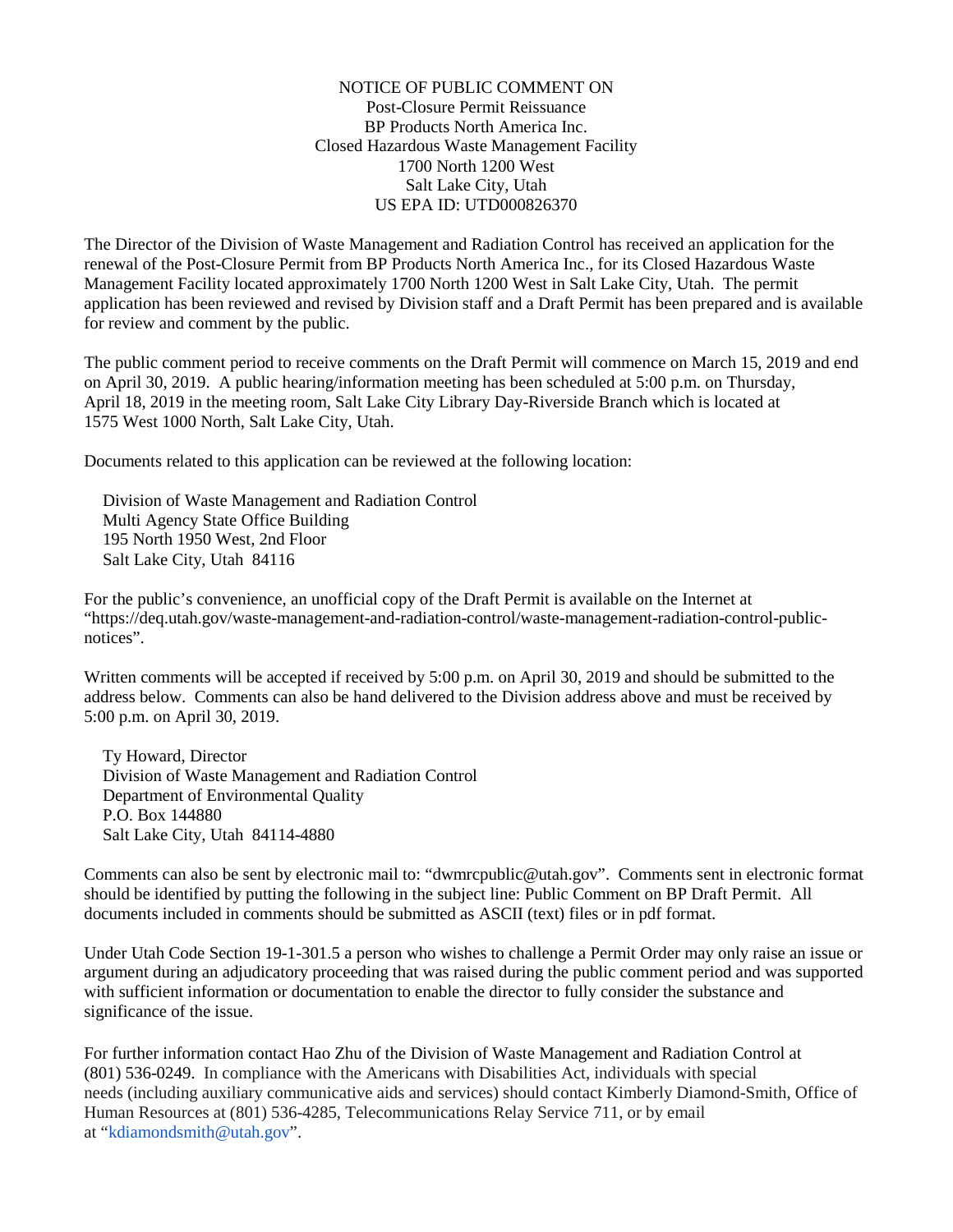NOTICE OF PUBLIC COMMENT ON
Post-Closure Permit Reissuance
BP Products North America Inc.
Closed Hazardous Waste Management Facility
1700 North 1200 West
Salt Lake City, Utah
US EPA ID: UTD000826370

The Director of the Division of Waste Management and Radiation Control has received an application for the renewal of the Post-Closure Permit from BP Products North America Inc., for its Closed Hazardous Waste Management Facility located approximately 1700 North 1200 West in Salt Lake City, Utah. The permit application has been reviewed and revised by Division staff and a Draft Permit has been prepared and is available for review and comment by the public.

The public comment period to receive comments on the Draft Permit will commence on March 15, 2019 and end on April 30, 2019. A public hearing/information meeting has been scheduled at 5:00 p.m. on Thursday, April 18, 2019 in the meeting room, Salt Lake City Library Day-Riverside Branch which is located at 1575 West 1000 North, Salt Lake City, Utah.

Documents related to this application can be reviewed at the following location:

Division of Waste Management and Radiation Control
Multi Agency State Office Building
195 North 1950 West, 2nd Floor
Salt Lake City, Utah 84116

For the public's convenience, an unofficial copy of the Draft Permit is available on the Internet at "https://deq.utah.gov/waste-management-and-radiation-control/waste-management-radiation-control-public-notices".

Written comments will be accepted if received by 5:00 p.m. on April 30, 2019 and should be submitted to the address below. Comments can also be hand delivered to the Division address above and must be received by 5:00 p.m. on April 30, 2019.

Ty Howard, Director
Division of Waste Management and Radiation Control
Department of Environmental Quality
P.O. Box 144880
Salt Lake City, Utah 84114-4880

Comments can also be sent by electronic mail to: "dwmrcpublic@utah.gov". Comments sent in electronic format should be identified by putting the following in the subject line: Public Comment on BP Draft Permit. All documents included in comments should be submitted as ASCII (text) files or in pdf format.

Under Utah Code Section 19-1-301.5 a person who wishes to challenge a Permit Order may only raise an issue or argument during an adjudicatory proceeding that was raised during the public comment period and was supported with sufficient information or documentation to enable the director to fully consider the substance and significance of the issue.

For further information contact Hao Zhu of the Division of Waste Management and Radiation Control at (801) 536-0249. In compliance with the Americans with Disabilities Act, individuals with special needs (including auxiliary communicative aids and services) should contact Kimberly Diamond-Smith, Office of Human Resources at (801) 536-4285, Telecommunications Relay Service 711, or by email at "kdiamondsmith@utah.gov".